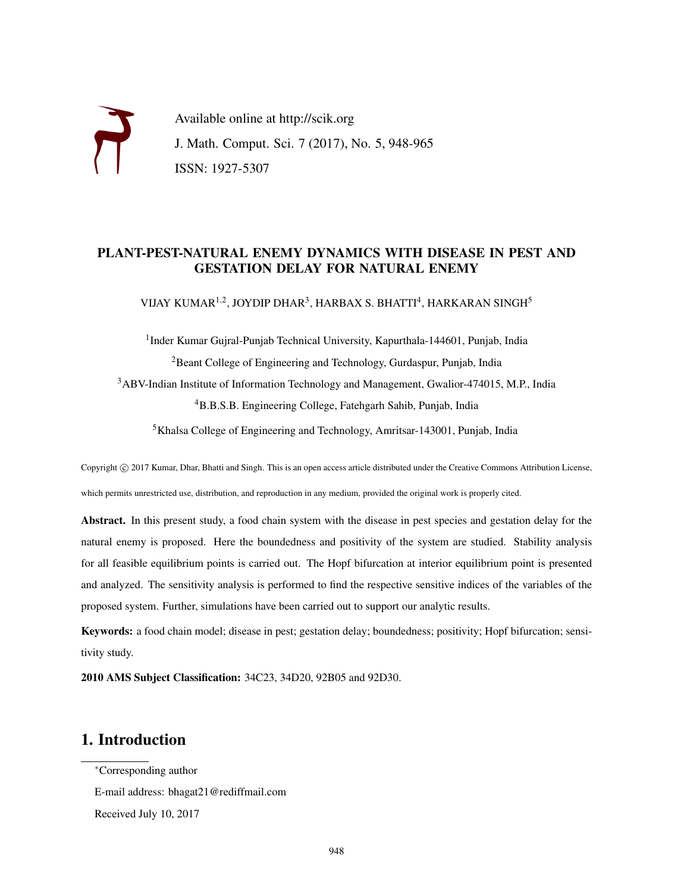Available online at http://scik.org

J. Math. Comput. Sci. 7 (2017), No. 5, 948-965

ISSN: 1927-5307

# PLANT-PEST-NATURAL ENEMY DYNAMICS WITH DISEASE IN PEST AND GESTATION DELAY FOR NATURAL ENEMY

VIJAY KUMAR[1,2], JOYDIP DHAR[3], HARBAX S. BHATTI[4], HARKARAN SINGH[5]

[1]Inder Kumar Gujral-Punjab Technical University, Kapurthala-144601, Punjab, India

[2]Beant College of Engineering and Technology, Gurdaspur, Punjab, India

[3]ABV-Indian Institute of Information Technology and Management, Gwalior-474015, M.P., India

[4]B.B.S.B. Engineering College, Fatehgarh Sahib, Punjab, India

[5]Khalsa College of Engineering and Technology, Amritsar-143001, Punjab, India

Copyright © 2017 Kumar, Dhar, Bhatti and Singh. This is an open access article distributed under the Creative Commons Attribution License, which permits unrestricted use, distribution, and reproduction in any medium, provided the original work is properly cited.

**Abstract.** In this present study, a food chain system with the disease in pest species and gestation delay for the natural enemy is proposed. Here the boundedness and positivity of the system are studied. Stability analysis for all feasible equilibrium points is carried out. The Hopf bifurcation at interior equilibrium point is presented and analyzed. The sensitivity analysis is performed to find the respective sensitive indices of the variables of the proposed system. Further, simulations have been carried out to support our analytic results.

**Keywords:** a food chain model; disease in pest; gestation delay; boundedness; positivity; Hopf bifurcation; sensitivity study.

**2010 AMS Subject Classification:** 34C23, 34D20, 92B05 and 92D30.

## 1. Introduction

*Corresponding author

E-mail address: bhagat21@rediffmail.com

Received July 10, 2017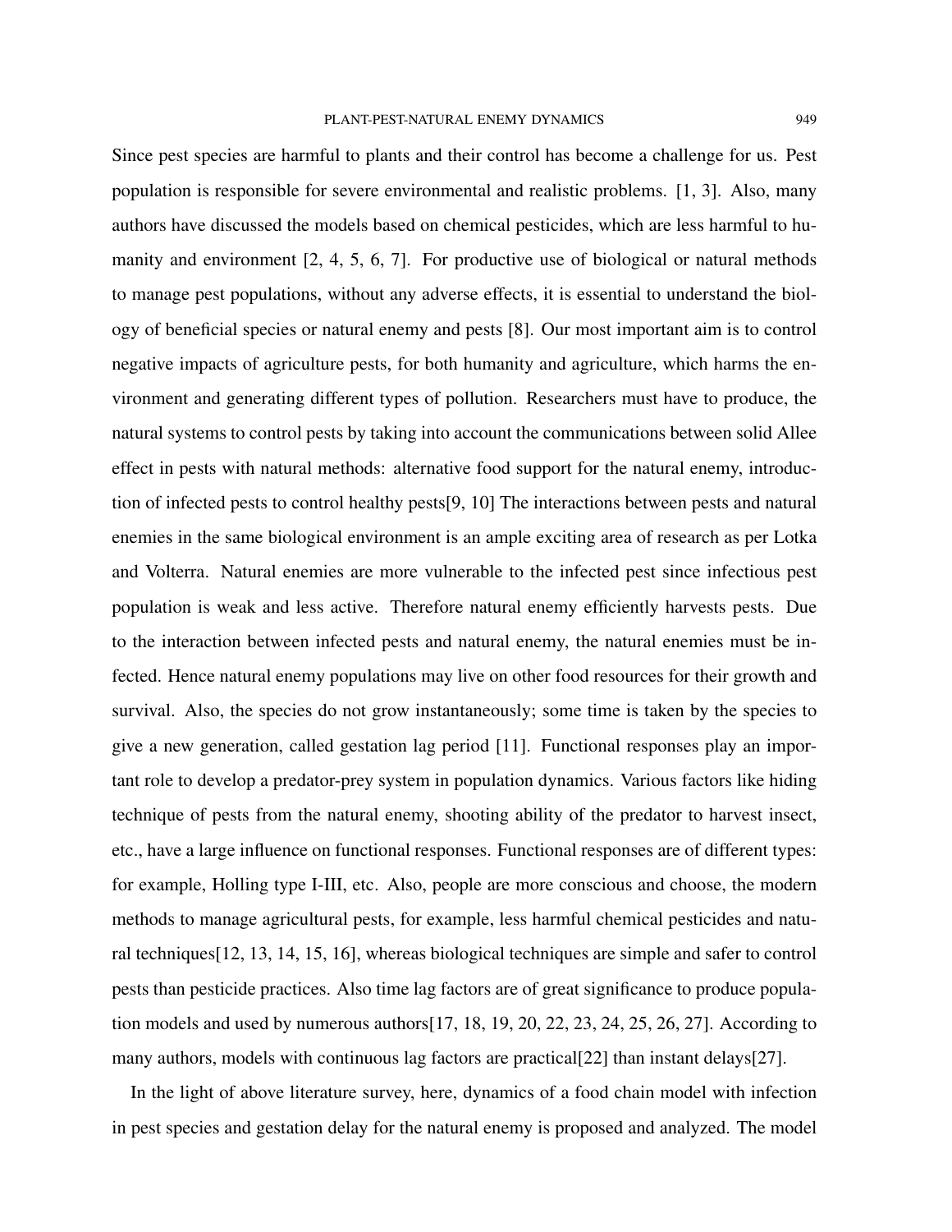Since pest species are harmful to plants and their control has become a challenge for us. Pest population is responsible for severe environmental and realistic problems. [1, 3]. Also, many authors have discussed the models based on chemical pesticides, which are less harmful to humanity and environment [2, 4, 5, 6, 7]. For productive use of biological or natural methods to manage pest populations, without any adverse effects, it is essential to understand the biology of beneficial species or natural enemy and pests [8]. Our most important aim is to control negative impacts of agriculture pests, for both humanity and agriculture, which harms the environment and generating different types of pollution. Researchers must have to produce, the natural systems to control pests by taking into account the communications between solid Allee effect in pests with natural methods: alternative food support for the natural enemy, introduction of infected pests to control healthy pests[9, 10] The interactions between pests and natural enemies in the same biological environment is an ample exciting area of research as per Lotka and Volterra. Natural enemies are more vulnerable to the infected pest since infectious pest population is weak and less active. Therefore natural enemy efficiently harvests pests. Due to the interaction between infected pests and natural enemy, the natural enemies must be infected. Hence natural enemy populations may live on other food resources for their growth and survival. Also, the species do not grow instantaneously; some time is taken by the species to give a new generation, called gestation lag period [11]. Functional responses play an important role to develop a predator-prey system in population dynamics. Various factors like hiding technique of pests from the natural enemy, shooting ability of the predator to harvest insect, etc., have a large influence on functional responses. Functional responses are of different types: for example, Holling type I-III, etc. Also, people are more conscious and choose, the modern methods to manage agricultural pests, for example, less harmful chemical pesticides and natural techniques[12, 13, 14, 15, 16], whereas biological techniques are simple and safer to control pests than pesticide practices. Also time lag factors are of great significance to produce population models and used by numerous authors[17, 18, 19, 20, 22, 23, 24, 25, 26, 27]. According to many authors, models with continuous lag factors are practical[22] than instant delays[27].

In the light of above literature survey, here, dynamics of a food chain model with infection in pest species and gestation delay for the natural enemy is proposed and analyzed. The model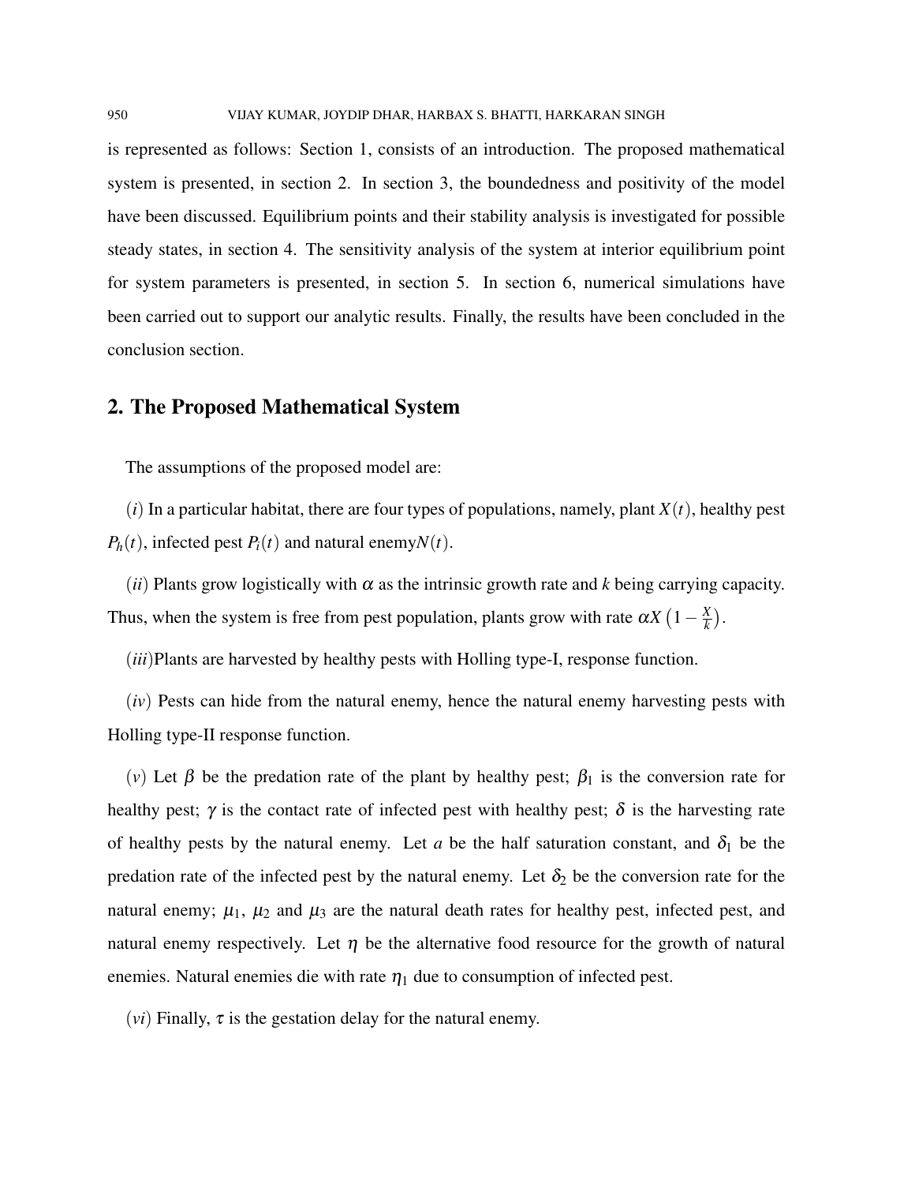is represented as follows: Section 1, consists of an introduction. The proposed mathematical system is presented, in section 2. In section 3, the boundedness and positivity of the model have been discussed. Equilibrium points and their stability analysis is investigated for possible steady states, in section 4. The sensitivity analysis of the system at interior equilibrium point for system parameters is presented, in section 5. In section 6, numerical simulations have been carried out to support our analytic results. Finally, the results have been concluded in the conclusion section.

## 2. The Proposed Mathematical System

The assumptions of the proposed model are:

$(i)$ In a particular habitat, there are four types of populations, namely, plant $X(t)$, healthy pest $P_h(t)$, infected pest $P_i(t)$ and natural enemy$N(t)$.

$(ii)$ Plants grow logistically with $\alpha$ as the intrinsic growth rate and $k$ being carrying capacity. Thus, when the system is free from pest population, plants grow with rate $\alpha X\left(1-\frac{X}{k}\right)$.

$(iii)$Plants are harvested by healthy pests with Holling type-I, response function.

$(iv)$ Pests can hide from the natural enemy, hence the natural enemy harvesting pests with Holling type-II response function.

$(v)$ Let $\beta$ be the predation rate of the plant by healthy pest; $\beta_1$ is the conversion rate for healthy pest; $\gamma$ is the contact rate of infected pest with healthy pest; $\delta$ is the harvesting rate of healthy pests by the natural enemy. Let $a$ be the half saturation constant, and $\delta_1$ be the predation rate of the infected pest by the natural enemy. Let $\delta_2$ be the conversion rate for the natural enemy; $\mu_1$, $\mu_2$ and $\mu_3$ are the natural death rates for healthy pest, infected pest, and natural enemy respectively. Let $\eta$ be the alternative food resource for the growth of natural enemies. Natural enemies die with rate $\eta_1$ due to consumption of infected pest.

$(vi)$ Finally, $\tau$ is the gestation delay for the natural enemy.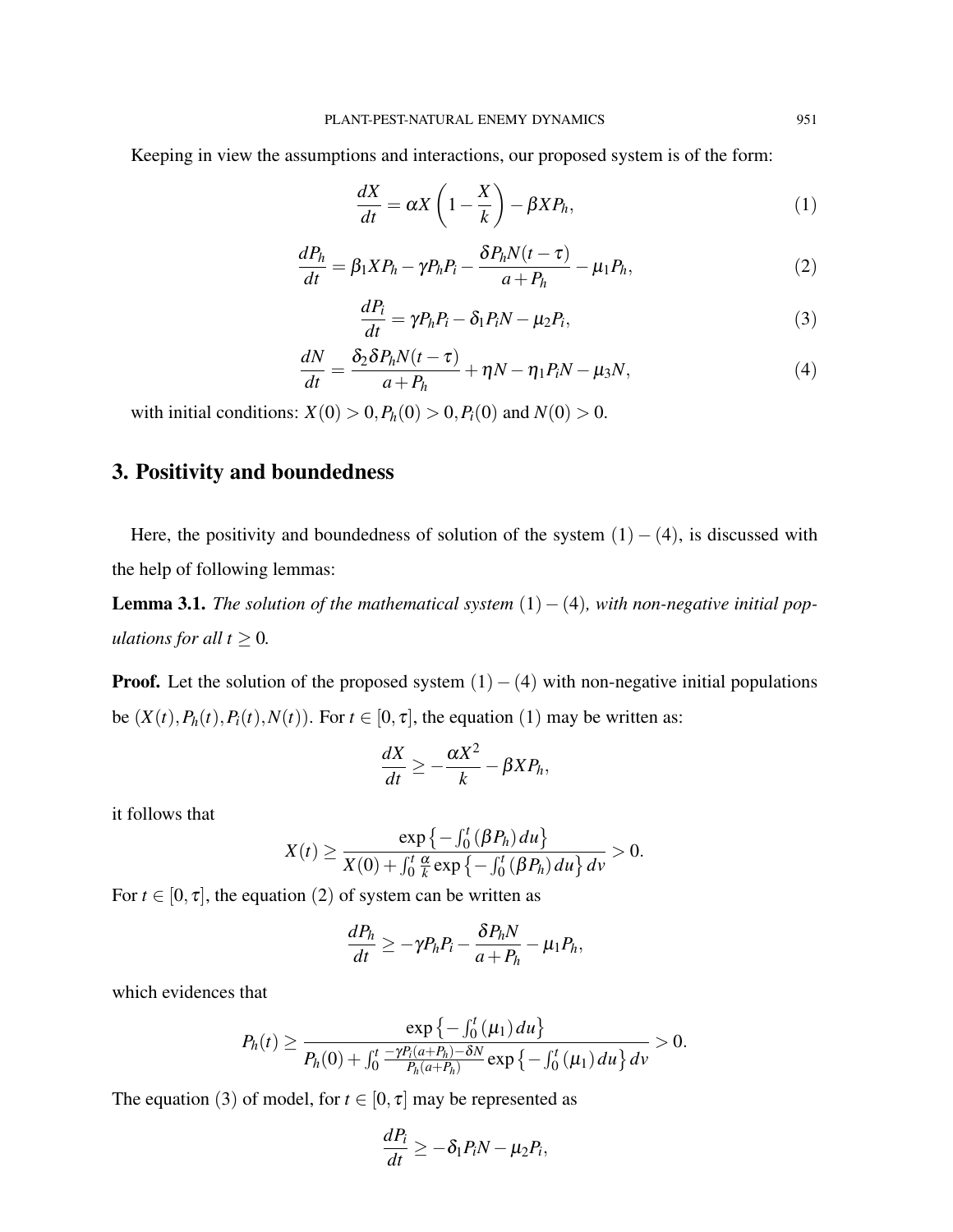Keeping in view the assumptions and interactions, our proposed system is of the form:

$$\frac{dX}{dt} = \alpha X\left(1-\frac{X}{k}\right) - \beta X P_h, \tag{1}$$

$$\frac{dP_h}{dt} = \beta_1 X P_h - \gamma P_h P_i - \frac{\delta P_h N(t-\tau)}{a+P_h} - \mu_1 P_h, \tag{2}$$

$$\frac{dP_i}{dt} = \gamma P_h P_i - \delta_1 P_i N - \mu_2 P_i, \tag{3}$$

$$\frac{dN}{dt} = \frac{\delta_2 \delta P_h N(t-\tau)}{a+P_h} + \eta N - \eta_1 P_i N - \mu_3 N, \tag{4}$$

with initial conditions: $X(0) > 0, P_h(0) > 0, P_i(0)$ and $N(0) > 0$.

## 3. Positivity and boundedness

Here, the positivity and boundedness of solution of the system $(1)-(4)$, is discussed with the help of following lemmas:

**Lemma 3.1.** *The solution of the mathematical system* $(1)-(4)$*, with non-negative initial populations for all* $t \geq 0$*.*

**Proof.** Let the solution of the proposed system $(1)-(4)$ with non-negative initial populations be $(X(t), P_h(t), P_i(t), N(t))$. For $t \in [0, \tau]$, the equation $(1)$ may be written as:

$$\frac{dX}{dt} \geq -\frac{\alpha X^2}{k} - \beta X P_h,$$

it follows that

$$X(t) \geq \frac{\exp\left\{-\int_0^t (\beta P_h)\, du\right\}}{X(0) + \int_0^t \frac{\alpha}{k} \exp\left\{-\int_0^t (\beta P_h)\, du\right\} dv} > 0.$$

For $t \in [0, \tau]$, the equation $(2)$ of system can be written as

$$\frac{dP_h}{dt} \geq -\gamma P_h P_i - \frac{\delta P_h N}{a+P_h} - \mu_1 P_h,$$

which evidences that

$$P_h(t) \geq \frac{\exp\left\{-\int_0^t (\mu_1)\, du\right\}}{P_h(0) + \int_0^t \frac{-\gamma P_i(a+P_h) - \delta N}{P_h(a+P_h)} \exp\left\{-\int_0^t (\mu_1)\, du\right\} dv} > 0.$$

The equation $(3)$ of model, for $t \in [0, \tau]$ may be represented as

$$\frac{dP_i}{dt} \geq -\delta_1 P_i N - \mu_2 P_i,$$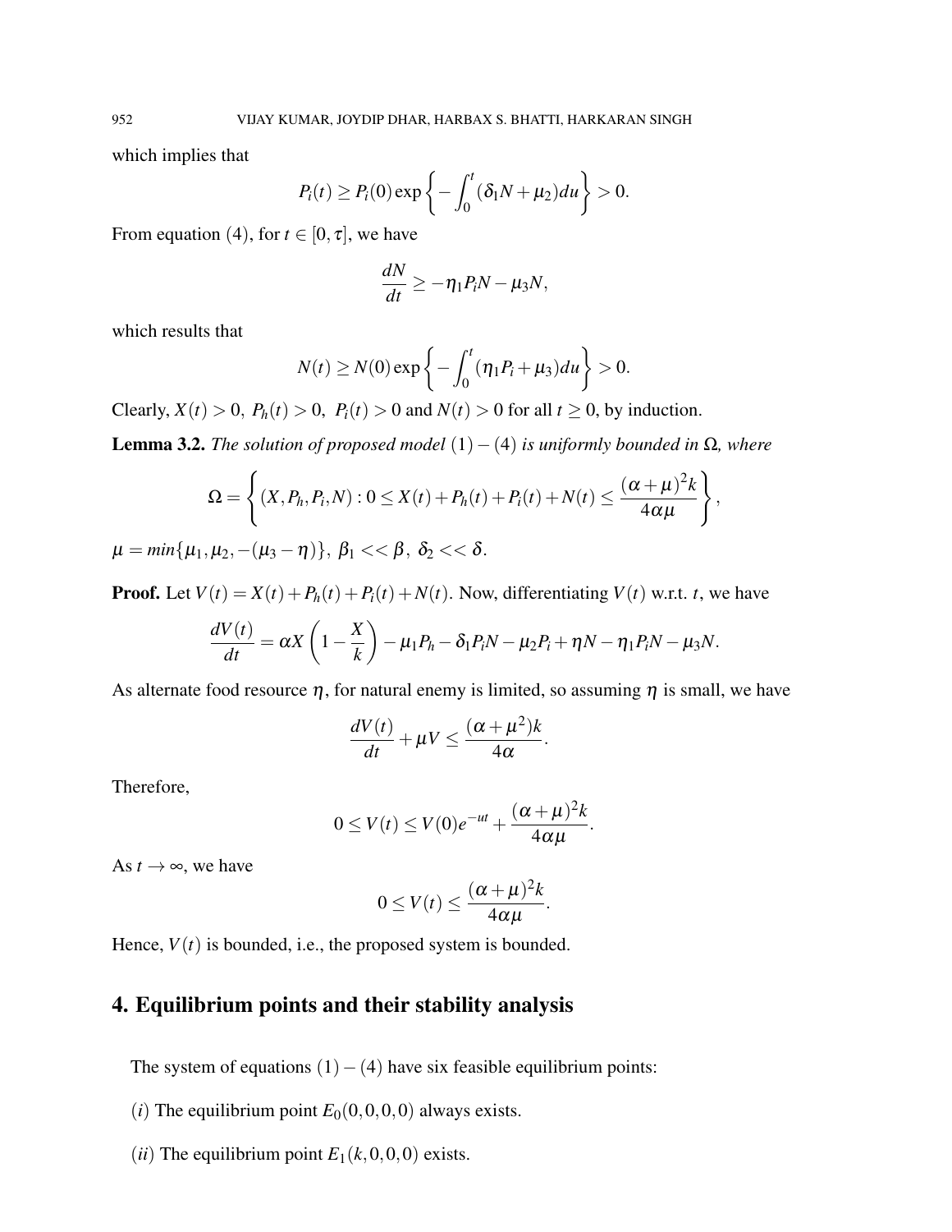which implies that

$$P_i(t) \geq P_i(0) \exp\left\{-\int_0^t (\delta_1 N + \mu_2) du\right\} > 0.$$

From equation (4), for $t \in [0, \tau]$, we have

$$\frac{dN}{dt} \geq -\eta_1 P_i N - \mu_3 N,$$

which results that

$$N(t) \geq N(0) \exp\left\{-\int_0^t (\eta_1 P_i + \mu_3) du\right\} > 0.$$

Clearly, $X(t) > 0,\ P_h(t) > 0,\ P_i(t) > 0$ and $N(t) > 0$ for all $t \geq 0$, by induction.

**Lemma 3.2.** *The solution of proposed model* $(1)-(4)$ *is uniformly bounded in* $\Omega$*, where*

$$\Omega = \left\{(X, P_h, P_i, N) : 0 \leq X(t) + P_h(t) + P_i(t) + N(t) \leq \frac{(\alpha+\mu)^2 k}{4\alpha\mu}\right\},$$

$\mu = min\{\mu_1, \mu_2, -(\mu_3 - \eta)\},\ \beta_1 << \beta,\ \delta_2 << \delta.$

**Proof.** Let $V(t) = X(t) + P_h(t) + P_i(t) + N(t)$. Now, differentiating $V(t)$ w.r.t. $t$, we have

$$\frac{dV(t)}{dt} = \alpha X\left(1 - \frac{X}{k}\right) - \mu_1 P_h - \delta_1 P_i N - \mu_2 P_i + \eta N - \eta_1 P_i N - \mu_3 N.$$

As alternate food resource $\eta$, for natural enemy is limited, so assuming $\eta$ is small, we have

$$\frac{dV(t)}{dt} + \mu V \leq \frac{(\alpha+\mu^2)k}{4\alpha}.$$

Therefore,

$$0 \leq V(t) \leq V(0)e^{-ut} + \frac{(\alpha+\mu)^2 k}{4\alpha\mu}.$$

As $t \to \infty$, we have

$$0 \leq V(t) \leq \frac{(\alpha+\mu)^2 k}{4\alpha\mu}.$$

Hence, $V(t)$ is bounded, i.e., the proposed system is bounded.

## 4. Equilibrium points and their stability analysis

The system of equations $(1)-(4)$ have six feasible equilibrium points:

$(i)$ The equilibrium point $E_0(0,0,0,0)$ always exists.

$(ii)$ The equilibrium point $E_1(k,0,0,0)$ exists.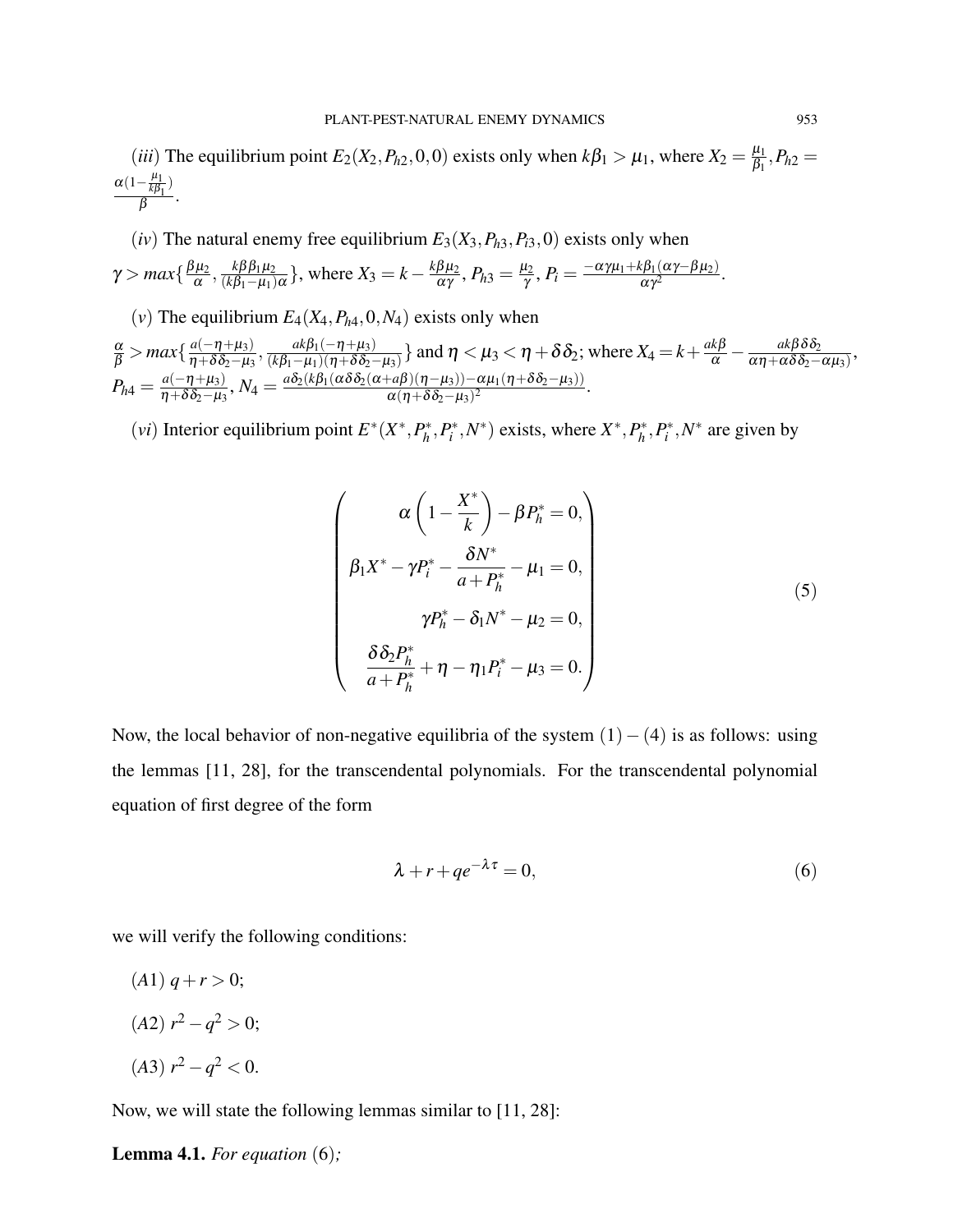$(iii)$ The equilibrium point $E_2(X_2, P_{h2}, 0, 0)$ exists only when $k\beta_1 > \mu_1$, where $X_2 = \frac{\mu_1}{\beta_1}, P_{h2} = \frac{\alpha(1-\frac{\mu_1}{k\beta_1})}{\beta}$.

$(iv)$ The natural enemy free equilibrium $E_3(X_3, P_{h3}, P_{i3}, 0)$ exists only when $\gamma > max\{\frac{\beta\mu_2}{\alpha}, \frac{k\beta\beta_1\mu_2}{(k\beta_1-\mu_1)\alpha}\}$, where $X_3 = k - \frac{k\beta\mu_2}{\alpha\gamma}$, $P_{h3} = \frac{\mu_2}{\gamma}$, $P_i = \frac{-\alpha\gamma\mu_1 + k\beta_1(\alpha\gamma-\beta\mu_2)}{\alpha\gamma^2}$.

$(v)$ The equilibrium $E_4(X_4, P_{h4}, 0, N_4)$ exists only when $\frac{\alpha}{\beta} > max\{\frac{a(-\eta+\mu_3)}{\eta+\delta\delta_2-\mu_3}, \frac{ak\beta_1(-\eta+\mu_3)}{(k\beta_1-\mu_1)(\eta+\delta\delta_2-\mu_3)}\}$ and $\eta < \mu_3 < \eta + \delta\delta_2$; where $X_4 = k + \frac{ak\beta}{\alpha} - \frac{ak\beta\delta\delta_2}{\alpha\eta+\alpha\delta\delta_2-\alpha\mu_3}$, $P_{h4} = \frac{a(-\eta+\mu_3)}{\eta+\delta\delta_2-\mu_3}$, $N_4 = \frac{a\delta_2(k\beta_1(\alpha\delta\delta_2(\alpha+a\beta)(\eta-\mu_3)) - \alpha\mu_1(\eta+\delta\delta_2-\mu_3))}{\alpha(\eta+\delta\delta_2-\mu_3)^2}$.

$(vi)$ Interior equilibrium point $E^*(X^*, P_h^*, P_i^*, N^*)$ exists, where $X^*, P_h^*, P_i^*, N^*$ are given by

$$\begin{pmatrix} \alpha\left(1-\dfrac{X^*}{k}\right) - \beta P_h^* = 0, \\ \beta_1 X^* - \gamma P_i^* - \dfrac{\delta N^*}{a+P_h^*} - \mu_1 = 0, \\ \gamma P_h^* - \delta_1 N^* - \mu_2 = 0, \\ \dfrac{\delta\delta_2 P_h^*}{a+P_h^*} + \eta - \eta_1 P_i^* - \mu_3 = 0. \end{pmatrix} \tag{5}$$

Now, the local behavior of non-negative equilibria of the system $(1)-(4)$ is as follows: using the lemmas [11, 28], for the transcendental polynomials. For the transcendental polynomial equation of first degree of the form

$$\lambda + r + qe^{-\lambda\tau} = 0, \tag{6}$$

we will verify the following conditions:

$(A1)$ $q + r > 0$;

$(A2)$ $r^2 - q^2 > 0$;

$(A3)$ $r^2 - q^2 < 0$.

Now, we will state the following lemmas similar to [11, 28]:

**Lemma 4.1.** *For equation* $(6)$*;*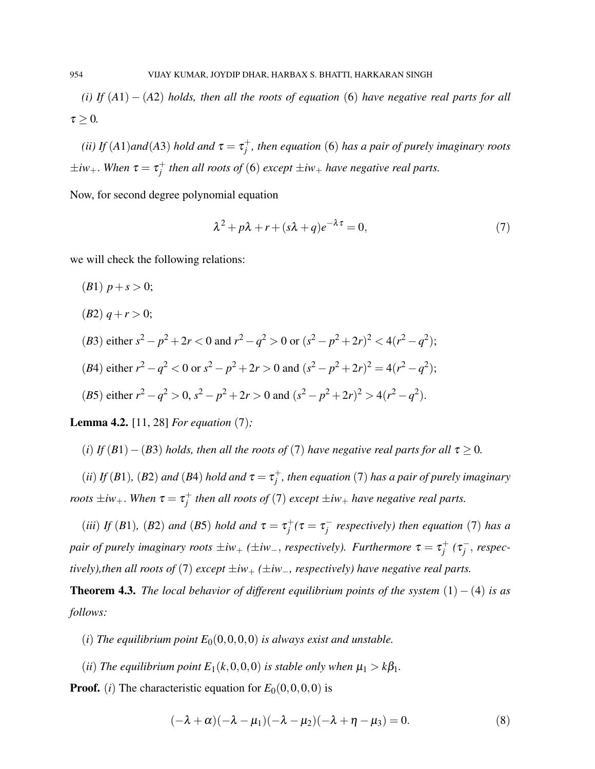*(i) If $(A1)-(A2)$ holds, then all the roots of equation $(6)$ have negative real parts for all $\tau \geq 0$.*

*(ii) If $(A1)$and$(A3)$ hold and $\tau = \tau_j^+$, then equation $(6)$ has a pair of purely imaginary roots $\pm iw_+$. When $\tau = \tau_j^+$ then all roots of $(6)$ except $\pm iw_+$ have negative real parts.*

Now, for second degree polynomial equation

$$\lambda^2 + p\lambda + r + (s\lambda + q)e^{-\lambda\tau} = 0, \tag{7}$$

we will check the following relations:

$(B1)$ $p + s > 0$;

$(B2)$ $q + r > 0$;

$(B3)$ either $s^2 - p^2 + 2r < 0$ and $r^2 - q^2 > 0$ or $(s^2 - p^2 + 2r)^2 < 4(r^2 - q^2)$;

$(B4)$ either $r^2 - q^2 < 0$ or $s^2 - p^2 + 2r > 0$ and $(s^2 - p^2 + 2r)^2 = 4(r^2 - q^2)$;

$(B5)$ either $r^2 - q^2 > 0$, $s^2 - p^2 + 2r > 0$ and $(s^2 - p^2 + 2r)^2 > 4(r^2 - q^2)$.

**Lemma 4.2.** [11, 28] *For equation $(7)$;*

*$(i)$ If $(B1)-(B3)$ holds, then all the roots of $(7)$ have negative real parts for all $\tau \geq 0$.*

*$(ii)$ If $(B1)$, $(B2)$ and $(B4)$ hold and $\tau = \tau_j^+$, then equation $(7)$ has a pair of purely imaginary roots $\pm iw_+$. When $\tau = \tau_j^+$ then all roots of $(7)$ except $\pm iw_+$ have negative real parts.*

*$(iii)$ If $(B1)$, $(B2)$ and $(B5)$ hold and $\tau = \tau_j^+$($\tau = \tau_j^-$ respectively) then equation $(7)$ has a pair of purely imaginary roots $\pm iw_+$ ($\pm iw_-$, respectively). Furthermore $\tau = \tau_j^+$ ($\tau_j^-$, respectively),then all roots of $(7)$ except $\pm iw_+$ ($\pm iw_-$, respectively) have negative real parts.*

**Theorem 4.3.** *The local behavior of different equilibrium points of the system $(1)-(4)$ is as follows:*

*$(i)$ The equilibrium point $E_0(0,0,0,0)$ is always exist and unstable.*

*$(ii)$ The equilibrium point $E_1(k,0,0,0)$ is stable only when $\mu_1 > k\beta_1$.*

**Proof.** $(i)$ The characteristic equation for $E_0(0,0,0,0)$ is

$$(-\lambda + \alpha)(-\lambda - \mu_1)(-\lambda - \mu_2)(-\lambda + \eta - \mu_3) = 0. \tag{8}$$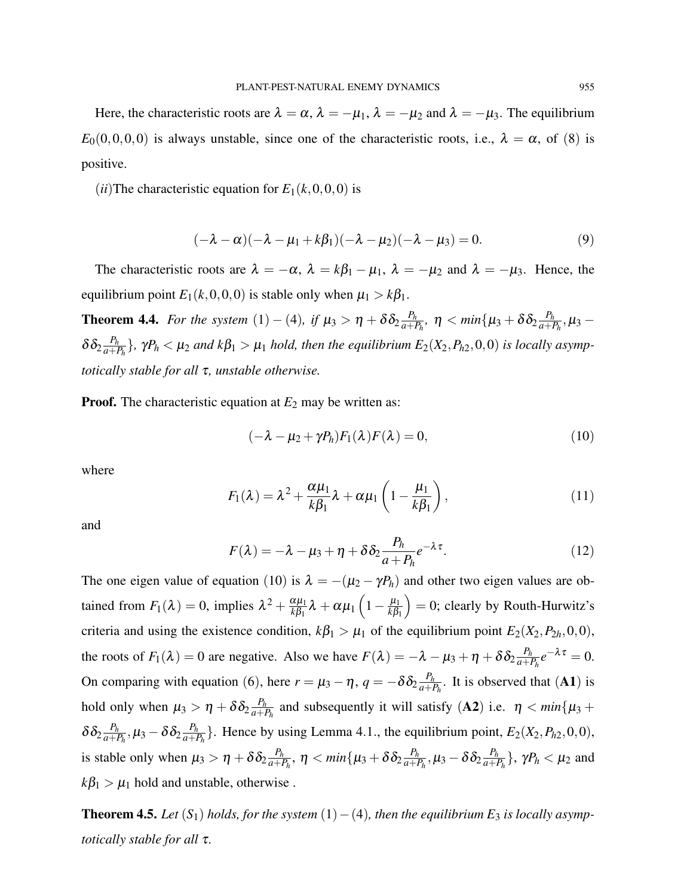Here, the characteristic roots are $\lambda = \alpha$, $\lambda = -\mu_1$, $\lambda = -\mu_2$ and $\lambda = -\mu_3$. The equilibrium $E_0(0,0,0,0)$ is always unstable, since one of the characteristic roots, i.e., $\lambda = \alpha$, of (8) is positive.

$(ii)$The characteristic equation for $E_1(k,0,0,0)$ is

$$(-\lambda-\alpha)(-\lambda-\mu_1+k\beta_1)(-\lambda-\mu_2)(-\lambda-\mu_3)=0. \tag{9}$$

The characteristic roots are $\lambda = -\alpha$, $\lambda = k\beta_1 - \mu_1$, $\lambda = -\mu_2$ and $\lambda = -\mu_3$. Hence, the equilibrium point $E_1(k,0,0,0)$ is stable only when $\mu_1 > k\beta_1$.

**Theorem 4.4.** *For the system* $(1)-(4)$*, if* $\mu_3 > \eta + \delta\delta_2\frac{P_h}{a+P_h}$*,* $\eta < min\{\mu_3 + \delta\delta_2\frac{P_h}{a+P_h}, \mu_3 - \delta\delta_2\frac{P_h}{a+P_h}\}$*,* $\gamma P_h < \mu_2$ *and* $k\beta_1 > \mu_1$ *hold, then the equilibrium* $E_2(X_2,P_{h2},0,0)$ *is locally asymptotically stable for all* $\tau$*, unstable otherwise.*

**Proof.** The characteristic equation at $E_2$ may be written as:

$$(-\lambda-\mu_2+\gamma P_h)F_1(\lambda)F(\lambda)=0, \tag{10}$$

where

$$F_1(\lambda)=\lambda^2+\frac{\alpha\mu_1}{k\beta_1}\lambda+\alpha\mu_1\left(1-\frac{\mu_1}{k\beta_1}\right), \tag{11}$$

and

$$F(\lambda)=-\lambda-\mu_3+\eta+\delta\delta_2\frac{P_h}{a+P_h}e^{-\lambda\tau}. \tag{12}$$

The one eigen value of equation (10) is $\lambda = -(\mu_2-\gamma P_h)$ and other two eigen values are obtained from $F_1(\lambda)=0$, implies $\lambda^2+\frac{\alpha\mu_1}{k\beta_1}\lambda+\alpha\mu_1\left(1-\frac{\mu_1}{k\beta_1}\right)=0$; clearly by Routh-Hurwitz's criteria and using the existence condition, $k\beta_1 > \mu_1$ of the equilibrium point $E_2(X_2,P_{2h},0,0)$, the roots of $F_1(\lambda)=0$ are negative. Also we have $F(\lambda) = -\lambda-\mu_3+\eta+\delta\delta_2\frac{P_h}{a+P_h}e^{-\lambda\tau}=0$. On comparing with equation (6), here $r=\mu_3-\eta$, $q=-\delta\delta_2\frac{P_h}{a+P_h}$. It is observed that (**A1**) is hold only when $\mu_3 > \eta+\delta\delta_2\frac{P_h}{a+P_h}$ and subsequently it will satisfy (**A2**) i.e. $\eta < min\{\mu_3+\delta\delta_2\frac{P_h}{a+P_h}, \mu_3-\delta\delta_2\frac{P_h}{a+P_h}\}$. Hence by using Lemma 4.1., the equilibrium point, $E_2(X_2,P_{h2},0,0)$, is stable only when $\mu_3 > \eta+\delta\delta_2\frac{P_h}{a+P_h}$, $\eta < min\{\mu_3+\delta\delta_2\frac{P_h}{a+P_h}, \mu_3-\delta\delta_2\frac{P_h}{a+P_h}\}$, $\gamma P_h < \mu_2$ and $k\beta_1 > \mu_1$ hold and unstable, otherwise .

**Theorem 4.5.** *Let* $(S_1)$ *holds, for the system* $(1)-(4)$*, then the equilibrium* $E_3$ *is locally asymptotically stable for all* $\tau$*.*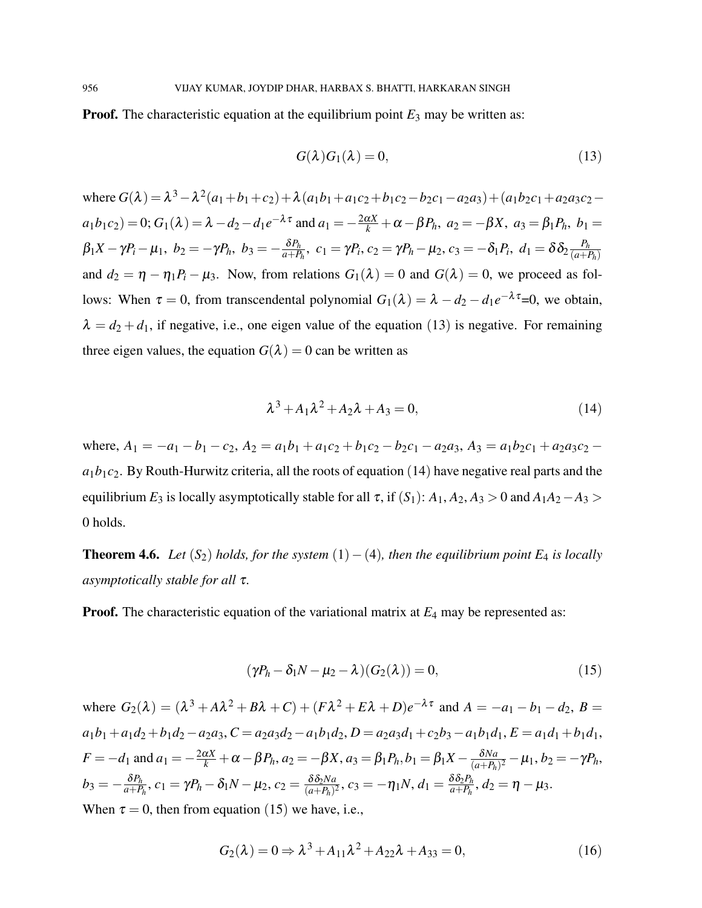**Proof.** The characteristic equation at the equilibrium point $E_3$ may be written as:

$$G(\lambda)G_1(\lambda) = 0, \tag{13}$$

where $G(\lambda) = \lambda^3 - \lambda^2(a_1+b_1+c_2) + \lambda(a_1b_1+a_1c_2+b_1c_2-b_2c_1-a_2a_3) + (a_1b_2c_1+a_2a_3c_2-a_1b_1c_2) = 0$; $G_1(\lambda) = \lambda - d_2 - d_1e^{-\lambda\tau}$ and $a_1 = -\frac{2\alpha X}{k} + \alpha - \beta P_h,\ a_2 = -\beta X,\ a_3 = \beta_1 P_h,\ b_1 = \beta_1 X - \gamma P_i - \mu_1,\ b_2 = -\gamma P_h,\ b_3 = -\frac{\delta P_h}{a+P_h},\ c_1 = \gamma P_i, c_2 = \gamma P_h - \mu_2, c_3 = -\delta_1 P_i,\ d_1 = \delta\delta_2\frac{P_h}{(a+P_h)}$ and $d_2 = \eta - \eta_1 P_i - \mu_3$. Now, from relations $G_1(\lambda) = 0$ and $G(\lambda) = 0$, we proceed as follows: When $\tau = 0$, from transcendental polynomial $G_1(\lambda) = \lambda - d_2 - d_1e^{-\lambda\tau}$=0, we obtain, $\lambda = d_2 + d_1$, if negative, i.e., one eigen value of the equation (13) is negative. For remaining three eigen values, the equation $G(\lambda) = 0$ can be written as

$$\lambda^3 + A_1\lambda^2 + A_2\lambda + A_3 = 0, \tag{14}$$

where, $A_1 = -a_1 - b_1 - c_2$, $A_2 = a_1b_1 + a_1c_2 + b_1c_2 - b_2c_1 - a_2a_3$, $A_3 = a_1b_2c_1 + a_2a_3c_2 - a_1b_1c_2$. By Routh-Hurwitz criteria, all the roots of equation (14) have negative real parts and the equilibrium $E_3$ is locally asymptotically stable for all $\tau$, if $(S_1)$: $A_1, A_2, A_3 > 0$ and $A_1A_2 - A_3 > 0$ holds.

**Theorem 4.6.** *Let $(S_2)$ holds, for the system $(1)-(4)$, then the equilibrium point $E_4$ is locally asymptotically stable for all $\tau$.*

**Proof.** The characteristic equation of the variational matrix at $E_4$ may be represented as:

$$(\gamma P_h - \delta_1 N - \mu_2 - \lambda)(G_2(\lambda)) = 0, \tag{15}$$

where $G_2(\lambda) = (\lambda^3 + A\lambda^2 + B\lambda + C) + (F\lambda^2 + E\lambda + D)e^{-\lambda\tau}$ and $A = -a_1 - b_1 - d_2$, $B = a_1b_1 + a_1d_2 + b_1d_2 - a_2a_3$, $C = a_2a_3d_2 - a_1b_1d_2$, $D = a_2a_3d_1 + c_2b_3 - a_1b_1d_1$, $E = a_1d_1 + b_1d_1$, $F = -d_1$ and $a_1 = -\frac{2\alpha X}{k} + \alpha - \beta P_h, a_2 = -\beta X, a_3 = \beta_1 P_h, b_1 = \beta_1 X - \frac{\delta N a}{(a+P_h)^2} - \mu_1, b_2 = -\gamma P_h$, $b_3 = -\frac{\delta P_h}{a+P_h}, c_1 = \gamma P_h - \delta_1 N - \mu_2, c_2 = \frac{\delta\delta_2 N a}{(a+P_h)^2}, c_3 = -\eta_1 N, d_1 = \frac{\delta\delta_2 P_h}{a+P_h}, d_2 = \eta - \mu_3$.
When $\tau = 0$, then from equation (15) we have, i.e.,

$$G_2(\lambda) = 0 \Rightarrow \lambda^3 + A_{11}\lambda^2 + A_{22}\lambda + A_{33} = 0, \tag{16}$$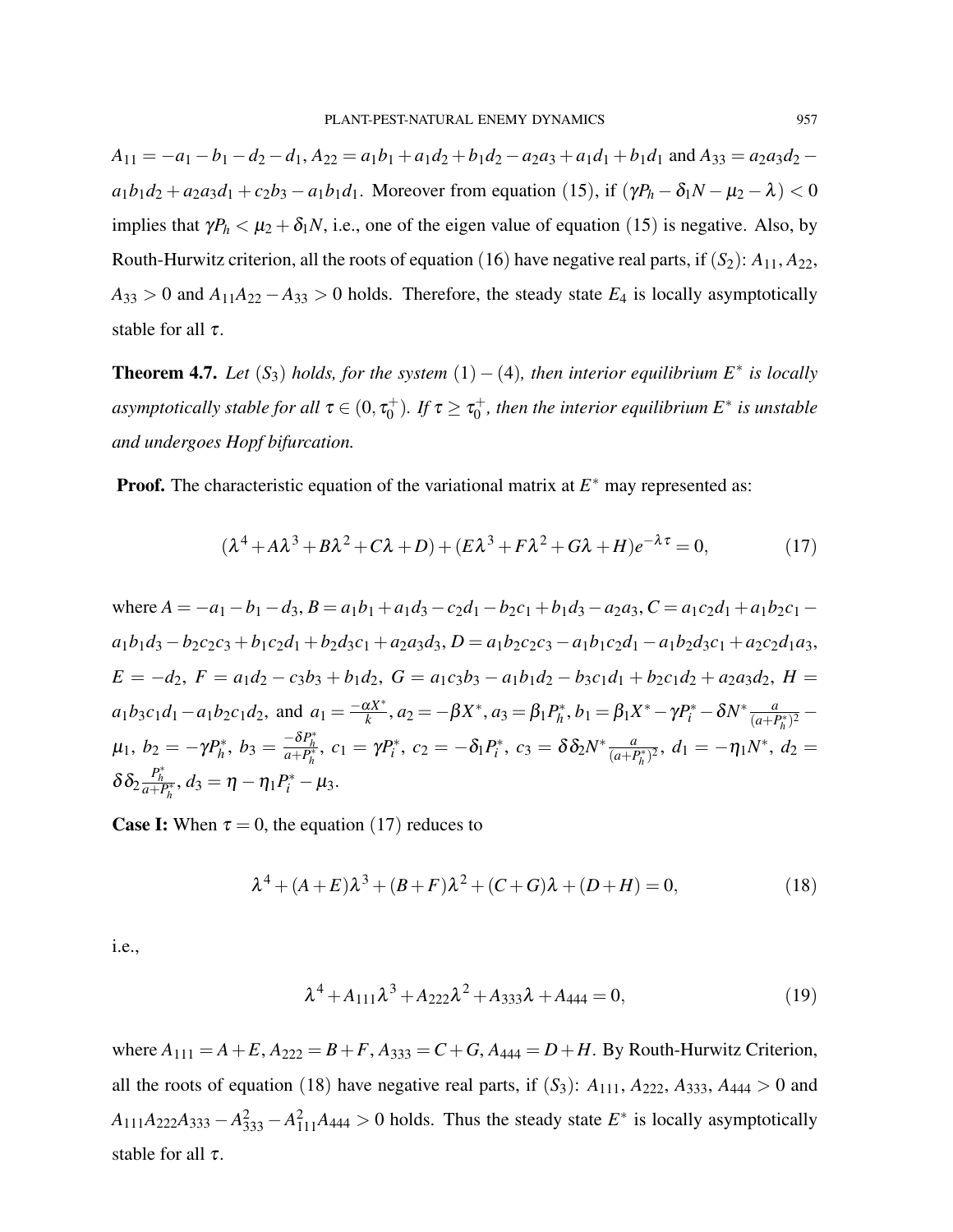$A_{11} = -a_1 - b_1 - d_2 - d_1$, $A_{22} = a_1 b_1 + a_1 d_2 + b_1 d_2 - a_2 a_3 + a_1 d_1 + b_1 d_1$ and $A_{33} = a_2 a_3 d_2 - a_1 b_1 d_2 + a_2 a_3 d_1 + c_2 b_3 - a_1 b_1 d_1$. Moreover from equation (15), if $(\gamma P_h - \delta_1 N - \mu_2 - \lambda) < 0$ implies that $\gamma P_h < \mu_2 + \delta_1 N$, i.e., one of the eigen value of equation (15) is negative. Also, by Routh-Hurwitz criterion, all the roots of equation (16) have negative real parts, if $(S_2)$: $A_{11}$, $A_{22}$, $A_{33} > 0$ and $A_{11}A_{22} - A_{33} > 0$ holds. Therefore, the steady state $E_4$ is locally asymptotically stable for all $\tau$.

**Theorem 4.7.** *Let $(S_3)$ holds, for the system $(1)-(4)$, then interior equilibrium $E^*$ is locally asymptotically stable for all $\tau \in (0, \tau_0^+)$. If $\tau \geq \tau_0^+$, then the interior equilibrium $E^*$ is unstable and undergoes Hopf bifurcation.*

**Proof.** The characteristic equation of the variational matrix at $E^*$ may represented as:

$$(\lambda^4 + A\lambda^3 + B\lambda^2 + C\lambda + D) + (E\lambda^3 + F\lambda^2 + G\lambda + H)e^{-\lambda\tau} = 0, \tag{17}$$

where $A = -a_1 - b_1 - d_3$, $B = a_1 b_1 + a_1 d_3 - c_2 d_1 - b_2 c_1 + b_1 d_3 - a_2 a_3$, $C = a_1 c_2 d_1 + a_1 b_2 c_1 - a_1 b_1 d_3 - b_2 c_2 c_3 + b_1 c_2 d_1 + b_2 d_3 c_1 + a_2 a_3 d_3$, $D = a_1 b_2 c_2 c_3 - a_1 b_1 c_2 d_1 - a_1 b_2 d_3 c_1 + a_2 c_2 d_1 a_3$, $E = -d_2$, $F = a_1 d_2 - c_3 b_3 + b_1 d_2$, $G = a_1 c_3 b_3 - a_1 b_1 d_2 - b_3 c_1 d_1 + b_2 c_1 d_2 + a_2 a_3 d_2$, $H = a_1 b_3 c_1 d_1 - a_1 b_2 c_1 d_2$, and $a_1 = \frac{-\alpha X^*}{k}$, $a_2 = -\beta X^*$, $a_3 = \beta_1 P_h^*$, $b_1 = \beta_1 X^* - \gamma P_i^* - \delta N^* \frac{a}{(a+P_h^*)^2} - \mu_1$, $b_2 = -\gamma P_h^*$, $b_3 = \frac{-\delta P_h^*}{a+P_h^*}$, $c_1 = \gamma P_i^*$, $c_2 = -\delta_1 P_i^*$, $c_3 = \delta\delta_2 N^* \frac{a}{(a+P_h^*)^2}$, $d_1 = -\eta_1 N^*$, $d_2 = \delta\delta_2 \frac{P_h^*}{a+P_h^*}$, $d_3 = \eta - \eta_1 P_i^* - \mu_3$.

**Case I:** When $\tau = 0$, the equation (17) reduces to

$$\lambda^4 + (A+E)\lambda^3 + (B+F)\lambda^2 + (C+G)\lambda + (D+H) = 0, \tag{18}$$

i.e.,

$$\lambda^4 + A_{111}\lambda^3 + A_{222}\lambda^2 + A_{333}\lambda + A_{444} = 0, \tag{19}$$

where $A_{111} = A+E$, $A_{222} = B+F$, $A_{333} = C+G$, $A_{444} = D+H$. By Routh-Hurwitz Criterion, all the roots of equation (18) have negative real parts, if $(S_3)$: $A_{111}$, $A_{222}$, $A_{333}$, $A_{444} > 0$ and $A_{111}A_{222}A_{333} - A_{333}^2 - A_{111}^2 A_{444} > 0$ holds. Thus the steady state $E^*$ is locally asymptotically stable for all $\tau$.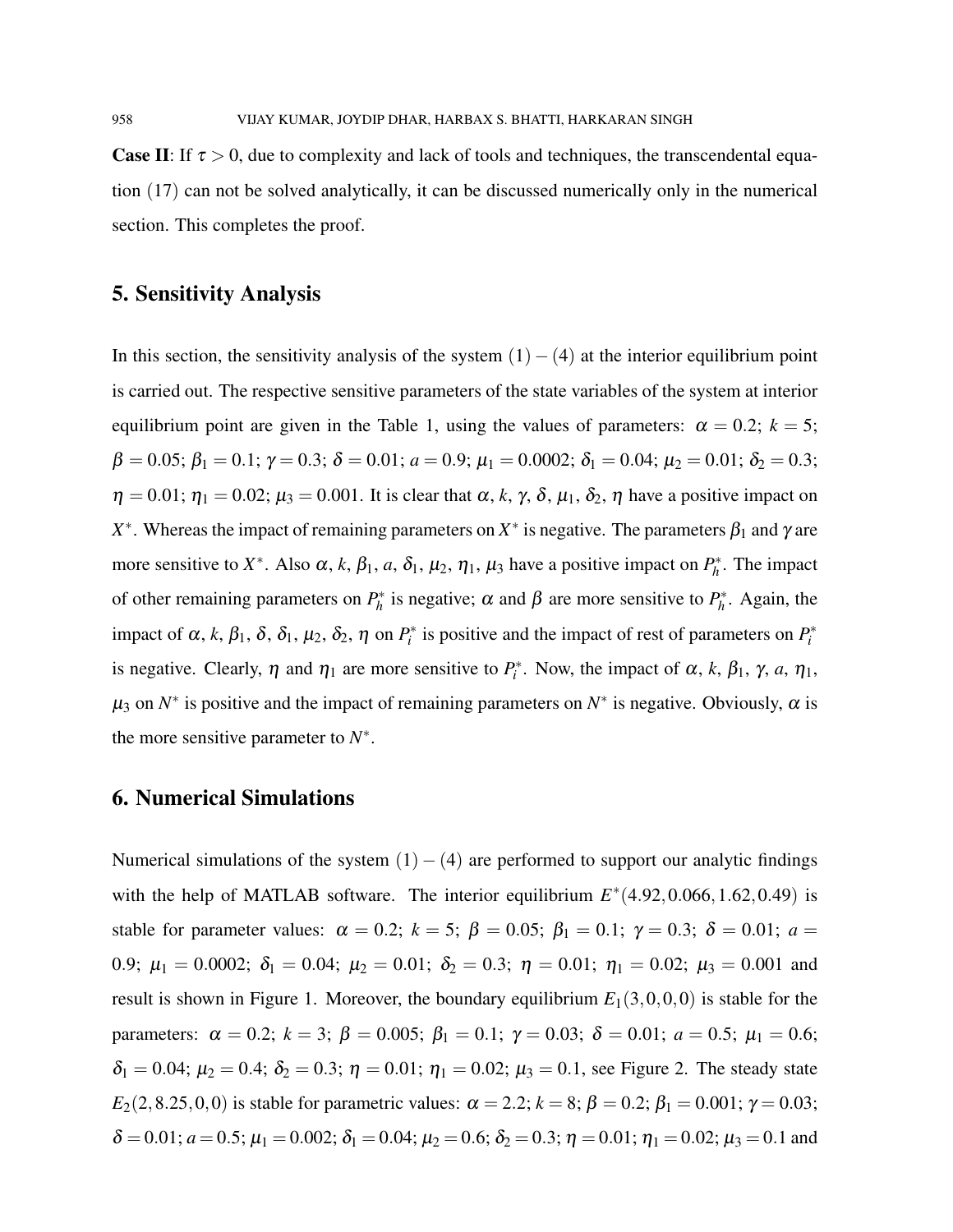**Case II**: If $\tau > 0$, due to complexity and lack of tools and techniques, the transcendental equation $(17)$ can not be solved analytically, it can be discussed numerically only in the numerical section. This completes the proof.

## 5. Sensitivity Analysis

In this section, the sensitivity analysis of the system $(1)-(4)$ at the interior equilibrium point is carried out. The respective sensitive parameters of the state variables of the system at interior equilibrium point are given in the Table 1, using the values of parameters: $\alpha = 0.2$; $k = 5$; $\beta = 0.05$; $\beta_1 = 0.1$; $\gamma = 0.3$; $\delta = 0.01$; $a = 0.9$; $\mu_1 = 0.0002$; $\delta_1 = 0.04$; $\mu_2 = 0.01$; $\delta_2 = 0.3$; $\eta = 0.01$; $\eta_1 = 0.02$; $\mu_3 = 0.001$. It is clear that $\alpha$, $k$, $\gamma$, $\delta$, $\mu_1$, $\delta_2$, $\eta$ have a positive impact on $X^*$. Whereas the impact of remaining parameters on $X^*$ is negative. The parameters $\beta_1$ and $\gamma$ are more sensitive to $X^*$. Also $\alpha$, $k$, $\beta_1$, $a$, $\delta_1$, $\mu_2$, $\eta_1$, $\mu_3$ have a positive impact on $P_h^*$. The impact of other remaining parameters on $P_h^*$ is negative; $\alpha$ and $\beta$ are more sensitive to $P_h^*$. Again, the impact of $\alpha$, $k$, $\beta_1$, $\delta$, $\delta_1$, $\mu_2$, $\delta_2$, $\eta$ on $P_i^*$ is positive and the impact of rest of parameters on $P_i^*$ is negative. Clearly, $\eta$ and $\eta_1$ are more sensitive to $P_i^*$. Now, the impact of $\alpha$, $k$, $\beta_1$, $\gamma$, $a$, $\eta_1$, $\mu_3$ on $N^*$ is positive and the impact of remaining parameters on $N^*$ is negative. Obviously, $\alpha$ is the more sensitive parameter to $N^*$.

## 6. Numerical Simulations

Numerical simulations of the system $(1)-(4)$ are performed to support our analytic findings with the help of MATLAB software. The interior equilibrium $E^*(4.92, 0.066, 1.62, 0.49)$ is stable for parameter values: $\alpha = 0.2$; $k = 5$; $\beta = 0.05$; $\beta_1 = 0.1$; $\gamma = 0.3$; $\delta = 0.01$; $a = 0.9$; $\mu_1 = 0.0002$; $\delta_1 = 0.04$; $\mu_2 = 0.01$; $\delta_2 = 0.3$; $\eta = 0.01$; $\eta_1 = 0.02$; $\mu_3 = 0.001$ and result is shown in Figure 1. Moreover, the boundary equilibrium $E_1(3, 0, 0, 0)$ is stable for the parameters: $\alpha = 0.2$; $k = 3$; $\beta = 0.005$; $\beta_1 = 0.1$; $\gamma = 0.03$; $\delta = 0.01$; $a = 0.5$; $\mu_1 = 0.6$; $\delta_1 = 0.04$; $\mu_2 = 0.4$; $\delta_2 = 0.3$; $\eta = 0.01$; $\eta_1 = 0.02$; $\mu_3 = 0.1$, see Figure 2. The steady state $E_2(2, 8.25, 0, 0)$ is stable for parametric values: $\alpha = 2.2$; $k = 8$; $\beta = 0.2$; $\beta_1 = 0.001$; $\gamma = 0.03$; $\delta = 0.01$; $a = 0.5$; $\mu_1 = 0.002$; $\delta_1 = 0.04$; $\mu_2 = 0.6$; $\delta_2 = 0.3$; $\eta = 0.01$; $\eta_1 = 0.02$; $\mu_3 = 0.1$ and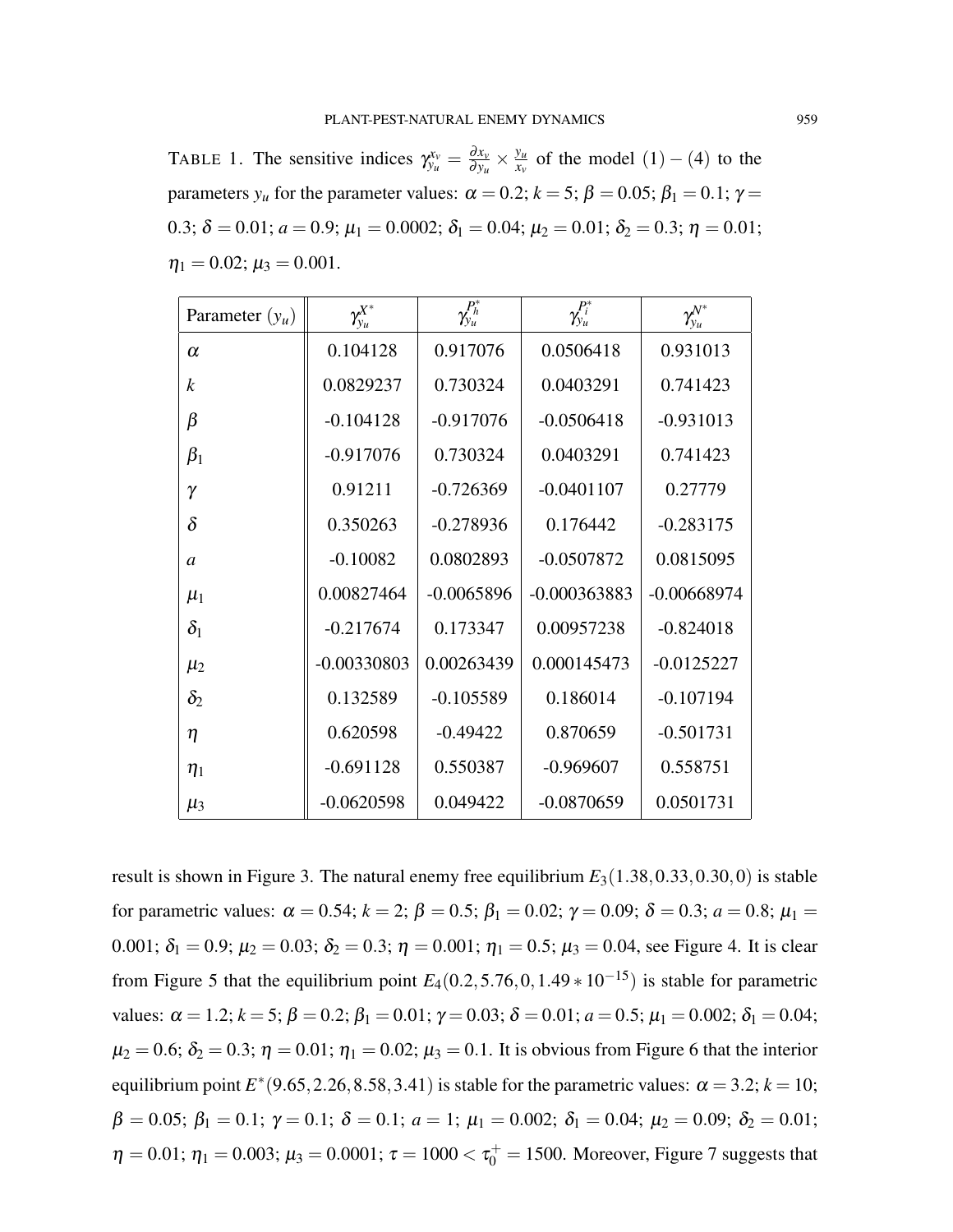TABLE 1. The sensitive indices $\gamma_{y_u}^{x_v} = \frac{\partial x_v}{\partial y_u} \times \frac{y_u}{x_v}$ of the model $(1)-(4)$ to the parameters $y_u$ for the parameter values: $\alpha = 0.2$; $k = 5$; $\beta = 0.05$; $\beta_1 = 0.1$; $\gamma = 0.3$; $\delta = 0.01$; $a = 0.9$; $\mu_1 = 0.0002$; $\delta_1 = 0.04$; $\mu_2 = 0.01$; $\delta_2 = 0.3$; $\eta = 0.01$; $\eta_1 = 0.02$; $\mu_3 = 0.001$.

| Parameter ($y_u$) | $\gamma_{y_u}^{X^*}$ | $\gamma_{y_u}^{P_h^*}$ | $\gamma_{y_u}^{P_i^*}$ | $\gamma_{y_u}^{N^*}$ |
|---|---|---|---|---|
| $\alpha$ | 0.104128 | 0.917076 | 0.0506418 | 0.931013 |
| $k$ | 0.0829237 | 0.730324 | 0.0403291 | 0.741423 |
| $\beta$ | -0.104128 | -0.917076 | -0.0506418 | -0.931013 |
| $\beta_1$ | -0.917076 | 0.730324 | 0.0403291 | 0.741423 |
| $\gamma$ | 0.91211 | -0.726369 | -0.0401107 | 0.27779 |
| $\delta$ | 0.350263 | -0.278936 | 0.176442 | -0.283175 |
| $a$ | -0.10082 | 0.0802893 | -0.0507872 | 0.0815095 |
| $\mu_1$ | 0.00827464 | -0.0065896 | -0.000363883 | -0.00668974 |
| $\delta_1$ | -0.217674 | 0.173347 | 0.00957238 | -0.824018 |
| $\mu_2$ | -0.00330803 | 0.00263439 | 0.000145473 | -0.0125227 |
| $\delta_2$ | 0.132589 | -0.105589 | 0.186014 | -0.107194 |
| $\eta$ | 0.620598 | -0.49422 | 0.870659 | -0.501731 |
| $\eta_1$ | -0.691128 | 0.550387 | -0.969607 | 0.558751 |
| $\mu_3$ | -0.0620598 | 0.049422 | -0.0870659 | 0.0501731 |

result is shown in Figure 3. The natural enemy free equilibrium $E_3(1.38, 0.33, 0.30, 0)$ is stable for parametric values: $\alpha = 0.54$; $k = 2$; $\beta = 0.5$; $\beta_1 = 0.02$; $\gamma = 0.09$; $\delta = 0.3$; $a = 0.8$; $\mu_1 = 0.001$; $\delta_1 = 0.9$; $\mu_2 = 0.03$; $\delta_2 = 0.3$; $\eta = 0.001$; $\eta_1 = 0.5$; $\mu_3 = 0.04$, see Figure 4. It is clear from Figure 5 that the equilibrium point $E_4(0.2, 5.76, 0, 1.49 * 10^{-15})$ is stable for parametric values: $\alpha = 1.2$; $k = 5$; $\beta = 0.2$; $\beta_1 = 0.01$; $\gamma = 0.03$; $\delta = 0.01$; $a = 0.5$; $\mu_1 = 0.002$; $\delta_1 = 0.04$; $\mu_2 = 0.6$; $\delta_2 = 0.3$; $\eta = 0.01$; $\eta_1 = 0.02$; $\mu_3 = 0.1$. It is obvious from Figure 6 that the interior equilibrium point $E^*(9.65, 2.26, 8.58, 3.41)$ is stable for the parametric values: $\alpha = 3.2$; $k = 10$; $\beta = 0.05$; $\beta_1 = 0.1$; $\gamma = 0.1$; $\delta = 0.1$; $a = 1$; $\mu_1 = 0.002$; $\delta_1 = 0.04$; $\mu_2 = 0.09$; $\delta_2 = 0.01$; $\eta = 0.01$; $\eta_1 = 0.003$; $\mu_3 = 0.0001$; $\tau = 1000 < \tau_0^+ = 1500$. Moreover, Figure 7 suggests that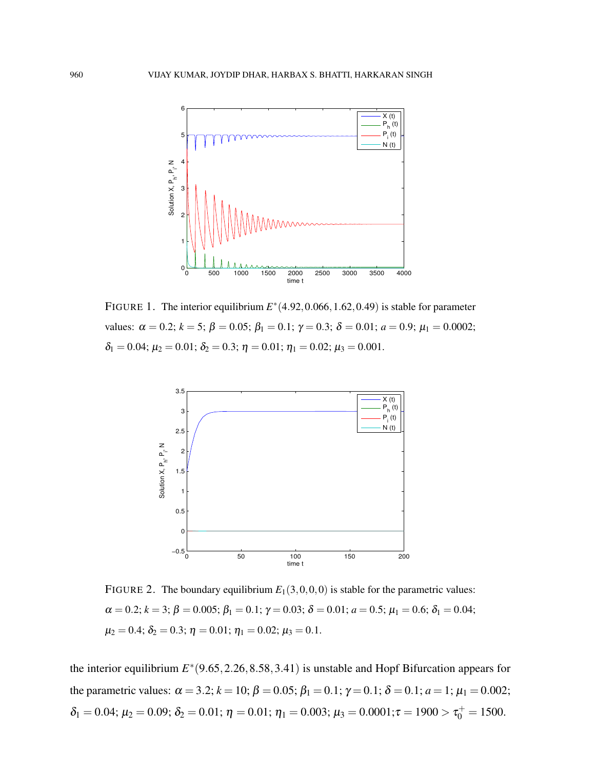FIGURE 1. The interior equilibrium $E^*(4.92, 0.066, 1.62, 0.49)$ is stable for parameter values: $\alpha = 0.2$; $k = 5$; $\beta = 0.05$; $\beta_1 = 0.1$; $\gamma = 0.3$; $\delta = 0.01$; $a = 0.9$; $\mu_1 = 0.0002$; $\delta_1 = 0.04$; $\mu_2 = 0.01$; $\delta_2 = 0.3$; $\eta = 0.01$; $\eta_1 = 0.02$; $\mu_3 = 0.001$.

FIGURE 2. The boundary equilibrium $E_1(3,0,0,0)$ is stable for the parametric values: $\alpha = 0.2$; $k = 3$; $\beta = 0.005$; $\beta_1 = 0.1$; $\gamma = 0.03$; $\delta = 0.01$; $a = 0.5$; $\mu_1 = 0.6$; $\delta_1 = 0.04$; $\mu_2 = 0.4$; $\delta_2 = 0.3$; $\eta = 0.01$; $\eta_1 = 0.02$; $\mu_3 = 0.1$.

the interior equilibrium $E^*(9.65, 2.26, 8.58, 3.41)$ is unstable and Hopf Bifurcation appears for the parametric values: $\alpha = 3.2$; $k = 10$; $\beta = 0.05$; $\beta_1 = 0.1$; $\gamma = 0.1$; $\delta = 0.1$; $a = 1$; $\mu_1 = 0.002$; $\delta_1 = 0.04$; $\mu_2 = 0.09$; $\delta_2 = 0.01$; $\eta = 0.01$; $\eta_1 = 0.003$; $\mu_3 = 0.0001$; $\tau = 1900 > \tau_0^+ = 1500$.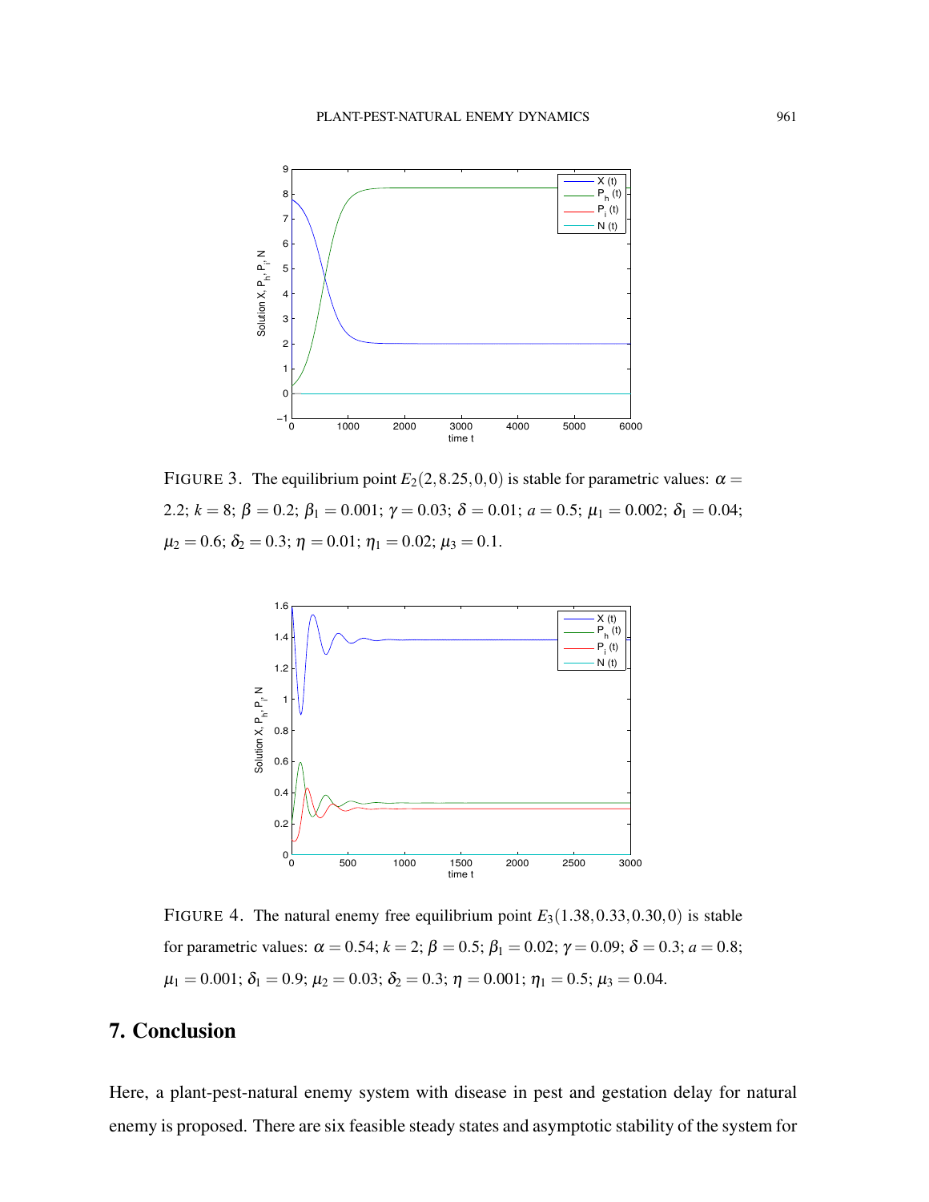FIGURE 3. The equilibrium point $E_2(2, 8.25, 0, 0)$ is stable for parametric values: $\alpha = 2.2$; $k = 8$; $\beta = 0.2$; $\beta_1 = 0.001$; $\gamma = 0.03$; $\delta = 0.01$; $a = 0.5$; $\mu_1 = 0.002$; $\delta_1 = 0.04$; $\mu_2 = 0.6$; $\delta_2 = 0.3$; $\eta = 0.01$; $\eta_1 = 0.02$; $\mu_3 = 0.1$.

FIGURE 4. The natural enemy free equilibrium point $E_3(1.38, 0.33, 0.30, 0)$ is stable for parametric values: $\alpha = 0.54$; $k = 2$; $\beta = 0.5$; $\beta_1 = 0.02$; $\gamma = 0.09$; $\delta = 0.3$; $a = 0.8$; $\mu_1 = 0.001$; $\delta_1 = 0.9$; $\mu_2 = 0.03$; $\delta_2 = 0.3$; $\eta = 0.001$; $\eta_1 = 0.5$; $\mu_3 = 0.04$.

## 7. Conclusion

Here, a plant-pest-natural enemy system with disease in pest and gestation delay for natural enemy is proposed. There are six feasible steady states and asymptotic stability of the system for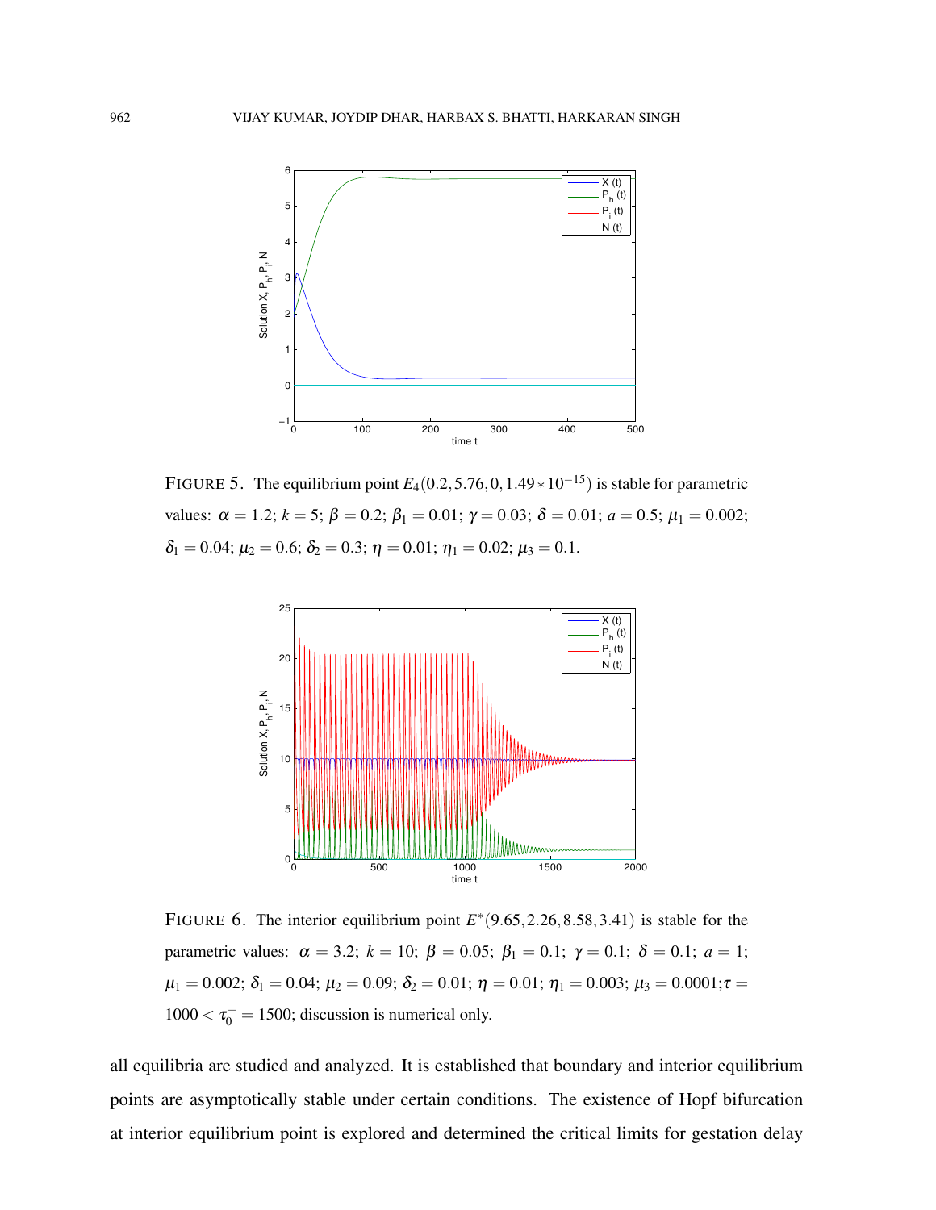FIGURE 5. The equilibrium point $E_4(0.2, 5.76, 0, 1.49 * 10^{-15})$ is stable for parametric values: $\alpha = 1.2$; $k = 5$; $\beta = 0.2$; $\beta_1 = 0.01$; $\gamma = 0.03$; $\delta = 0.01$; $a = 0.5$; $\mu_1 = 0.002$; $\delta_1 = 0.04$; $\mu_2 = 0.6$; $\delta_2 = 0.3$; $\eta = 0.01$; $\eta_1 = 0.02$; $\mu_3 = 0.1$.

FIGURE 6. The interior equilibrium point $E^*(9.65, 2.26, 8.58, 3.41)$ is stable for the parametric values: $\alpha = 3.2$; $k = 10$; $\beta = 0.05$; $\beta_1 = 0.1$; $\gamma = 0.1$; $\delta = 0.1$; $a = 1$; $\mu_1 = 0.002$; $\delta_1 = 0.04$; $\mu_2 = 0.09$; $\delta_2 = 0.01$; $\eta = 0.01$; $\eta_1 = 0.003$; $\mu_3 = 0.0001$; $\tau = 1000 < \tau_0^+ = 1500$; discussion is numerical only.

all equilibria are studied and analyzed. It is established that boundary and interior equilibrium points are asymptotically stable under certain conditions. The existence of Hopf bifurcation at interior equilibrium point is explored and determined the critical limits for gestation delay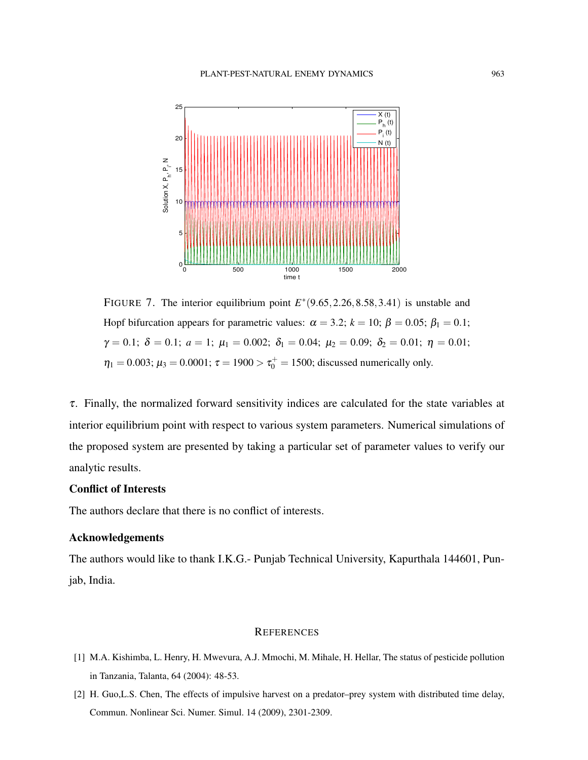FIGURE 7. The interior equilibrium point $E^*(9.65, 2.26, 8.58, 3.41)$ is unstable and Hopf bifurcation appears for parametric values: $\alpha = 3.2$; $k = 10$; $\beta = 0.05$; $\beta_1 = 0.1$; $\gamma = 0.1$; $\delta = 0.1$; $a = 1$; $\mu_1 = 0.002$; $\delta_1 = 0.04$; $\mu_2 = 0.09$; $\delta_2 = 0.01$; $\eta = 0.01$; $\eta_1 = 0.003$; $\mu_3 = 0.0001$; $\tau = 1900 > \tau_0^+ = 1500$; discussed numerically only.

$\tau$. Finally, the normalized forward sensitivity indices are calculated for the state variables at interior equilibrium point with respect to various system parameters. Numerical simulations of the proposed system are presented by taking a particular set of parameter values to verify our analytic results.

**Conflict of Interests**

The authors declare that there is no conflict of interests.

**Acknowledgements**

The authors would like to thank I.K.G.- Punjab Technical University, Kapurthala 144601, Punjab, India.

## REFERENCES

[1] M.A. Kishimba, L. Henry, H. Mwevura, A.J. Mmochi, M. Mihale, H. Hellar, The status of pesticide pollution in Tanzania, Talanta, 64 (2004): 48-53.

[2] H. Guo,L.S. Chen, The effects of impulsive harvest on a predator–prey system with distributed time delay, Commun. Nonlinear Sci. Numer. Simul. 14 (2009), 2301-2309.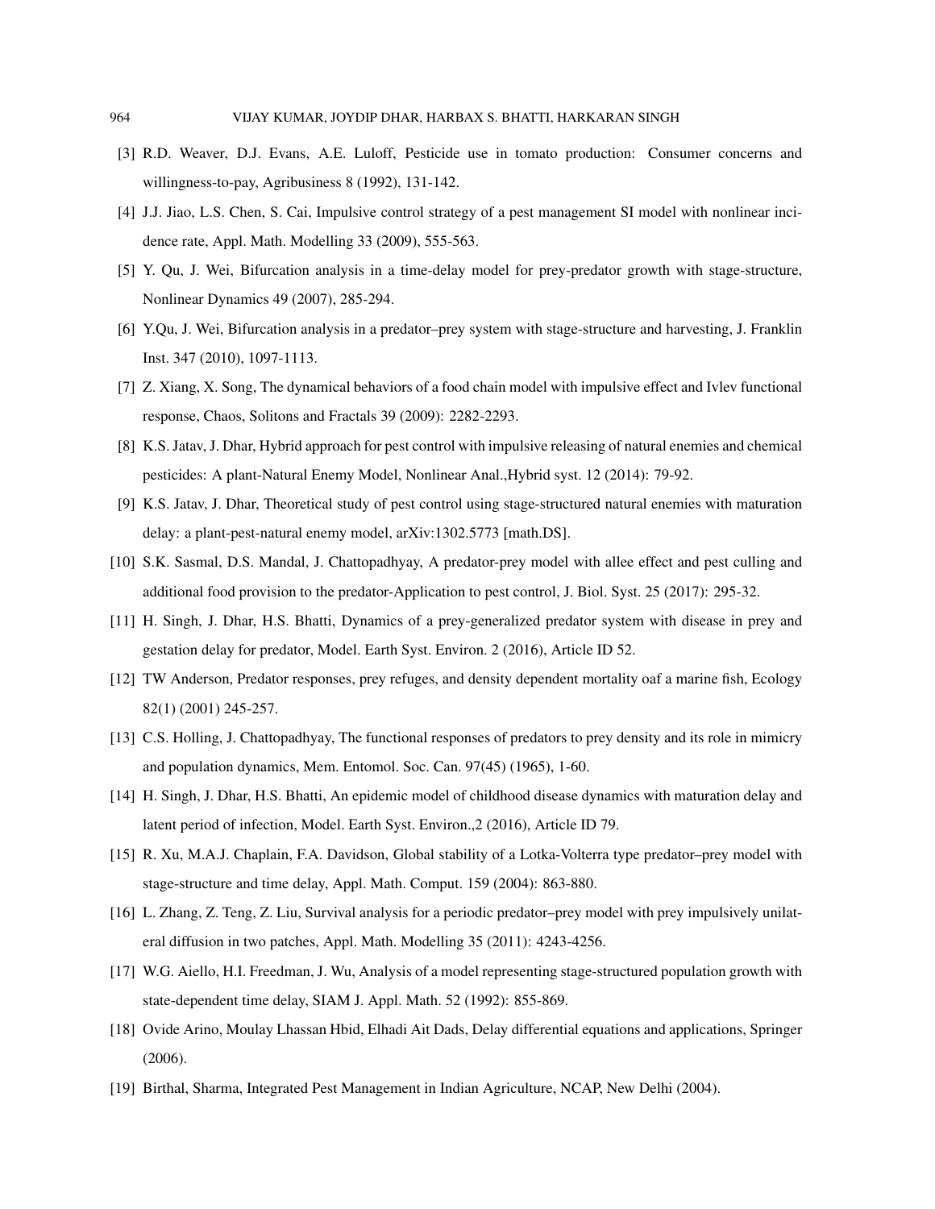[3] R.D. Weaver, D.J. Evans, A.E. Luloff, Pesticide use in tomato production: Consumer concerns and willingness-to-pay, Agribusiness 8 (1992), 131-142.

[4] J.J. Jiao, L.S. Chen, S. Cai, Impulsive control strategy of a pest management SI model with nonlinear incidence rate, Appl. Math. Modelling 33 (2009), 555-563.

[5] Y. Qu, J. Wei, Bifurcation analysis in a time-delay model for prey-predator growth with stage-structure, Nonlinear Dynamics 49 (2007), 285-294.

[6] Y.Qu, J. Wei, Bifurcation analysis in a predator–prey system with stage-structure and harvesting, J. Franklin Inst. 347 (2010), 1097-1113.

[7] Z. Xiang, X. Song, The dynamical behaviors of a food chain model with impulsive effect and Ivlev functional response, Chaos, Solitons and Fractals 39 (2009): 2282-2293.

[8] K.S. Jatav, J. Dhar, Hybrid approach for pest control with impulsive releasing of natural enemies and chemical pesticides: A plant-Natural Enemy Model, Nonlinear Anal.,Hybrid syst. 12 (2014): 79-92.

[9] K.S. Jatav, J. Dhar, Theoretical study of pest control using stage-structured natural enemies with maturation delay: a plant-pest-natural enemy model, arXiv:1302.5773 [math.DS].

[10] S.K. Sasmal, D.S. Mandal, J. Chattopadhyay, A predator-prey model with allee effect and pest culling and additional food provision to the predator-Application to pest control, J. Biol. Syst. 25 (2017): 295-32.

[11] H. Singh, J. Dhar, H.S. Bhatti, Dynamics of a prey-generalized predator system with disease in prey and gestation delay for predator, Model. Earth Syst. Environ. 2 (2016), Article ID 52.

[12] TW Anderson, Predator responses, prey refuges, and density dependent mortality oaf a marine fish, Ecology 82(1) (2001) 245-257.

[13] C.S. Holling, J. Chattopadhyay, The functional responses of predators to prey density and its role in mimicry and population dynamics, Mem. Entomol. Soc. Can. 97(45) (1965), 1-60.

[14] H. Singh, J. Dhar, H.S. Bhatti, An epidemic model of childhood disease dynamics with maturation delay and latent period of infection, Model. Earth Syst. Environ.,2 (2016), Article ID 79.

[15] R. Xu, M.A.J. Chaplain, F.A. Davidson, Global stability of a Lotka-Volterra type predator–prey model with stage-structure and time delay, Appl. Math. Comput. 159 (2004): 863-880.

[16] L. Zhang, Z. Teng, Z. Liu, Survival analysis for a periodic predator–prey model with prey impulsively unilateral diffusion in two patches, Appl. Math. Modelling 35 (2011): 4243-4256.

[17] W.G. Aiello, H.I. Freedman, J. Wu, Analysis of a model representing stage-structured population growth with state-dependent time delay, SIAM J. Appl. Math. 52 (1992): 855-869.

[18] Ovide Arino, Moulay Lhassan Hbid, Elhadi Ait Dads, Delay differential equations and applications, Springer (2006).

[19] Birthal, Sharma, Integrated Pest Management in Indian Agriculture, NCAP, New Delhi (2004).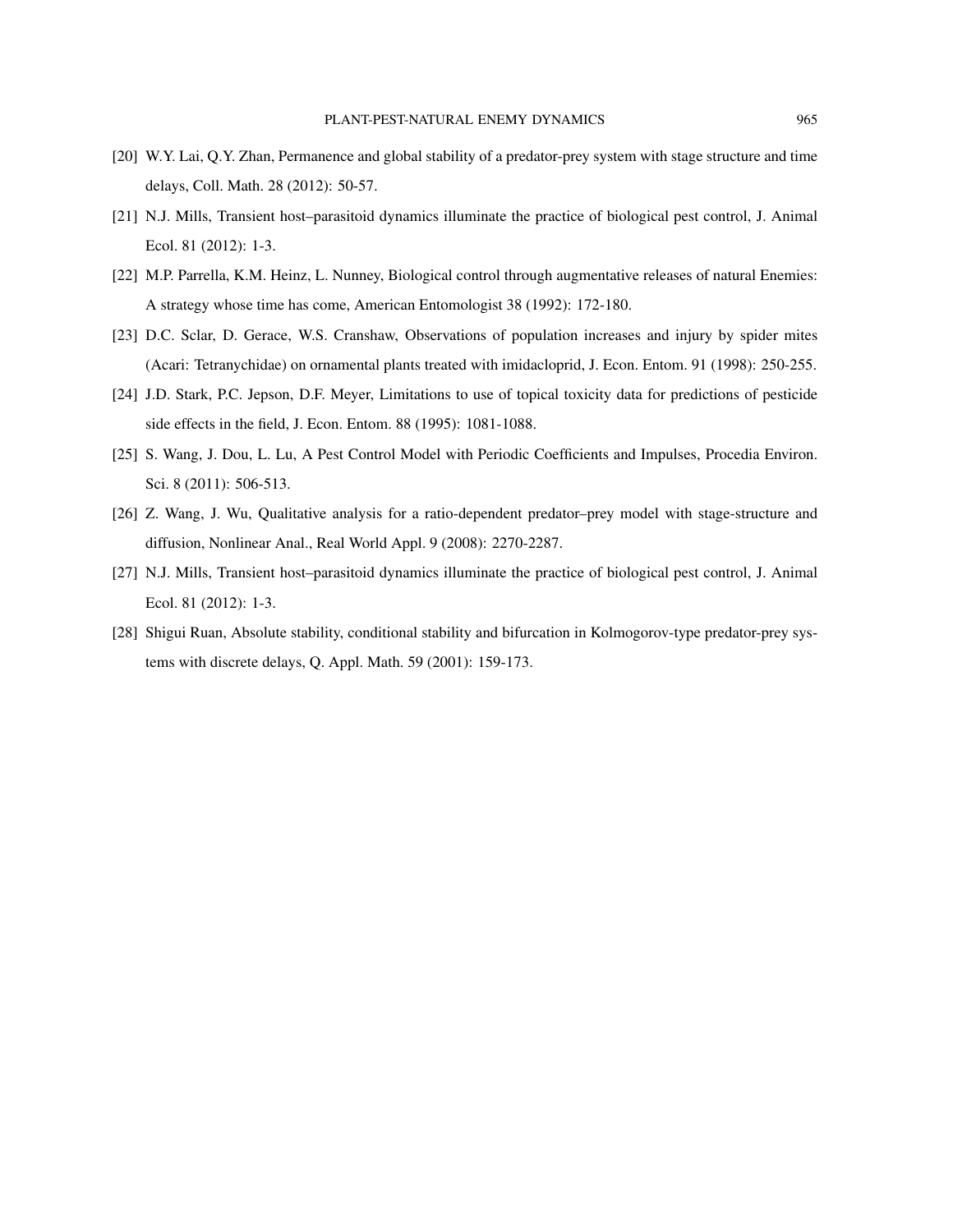[20] W.Y. Lai, Q.Y. Zhan, Permanence and global stability of a predator-prey system with stage structure and time delays, Coll. Math. 28 (2012): 50-57.

[21] N.J. Mills, Transient host–parasitoid dynamics illuminate the practice of biological pest control, J. Animal Ecol. 81 (2012): 1-3.

[22] M.P. Parrella, K.M. Heinz, L. Nunney, Biological control through augmentative releases of natural Enemies: A strategy whose time has come, American Entomologist 38 (1992): 172-180.

[23] D.C. Sclar, D. Gerace, W.S. Cranshaw, Observations of population increases and injury by spider mites (Acari: Tetranychidae) on ornamental plants treated with imidacloprid, J. Econ. Entom. 91 (1998): 250-255.

[24] J.D. Stark, P.C. Jepson, D.F. Meyer, Limitations to use of topical toxicity data for predictions of pesticide side effects in the field, J. Econ. Entom. 88 (1995): 1081-1088.

[25] S. Wang, J. Dou, L. Lu, A Pest Control Model with Periodic Coefficients and Impulses, Procedia Environ. Sci. 8 (2011): 506-513.

[26] Z. Wang, J. Wu, Qualitative analysis for a ratio-dependent predator–prey model with stage-structure and diffusion, Nonlinear Anal., Real World Appl. 9 (2008): 2270-2287.

[27] N.J. Mills, Transient host–parasitoid dynamics illuminate the practice of biological pest control, J. Animal Ecol. 81 (2012): 1-3.

[28] Shigui Ruan, Absolute stability, conditional stability and bifurcation in Kolmogorov-type predator-prey systems with discrete delays, Q. Appl. Math. 59 (2001): 159-173.